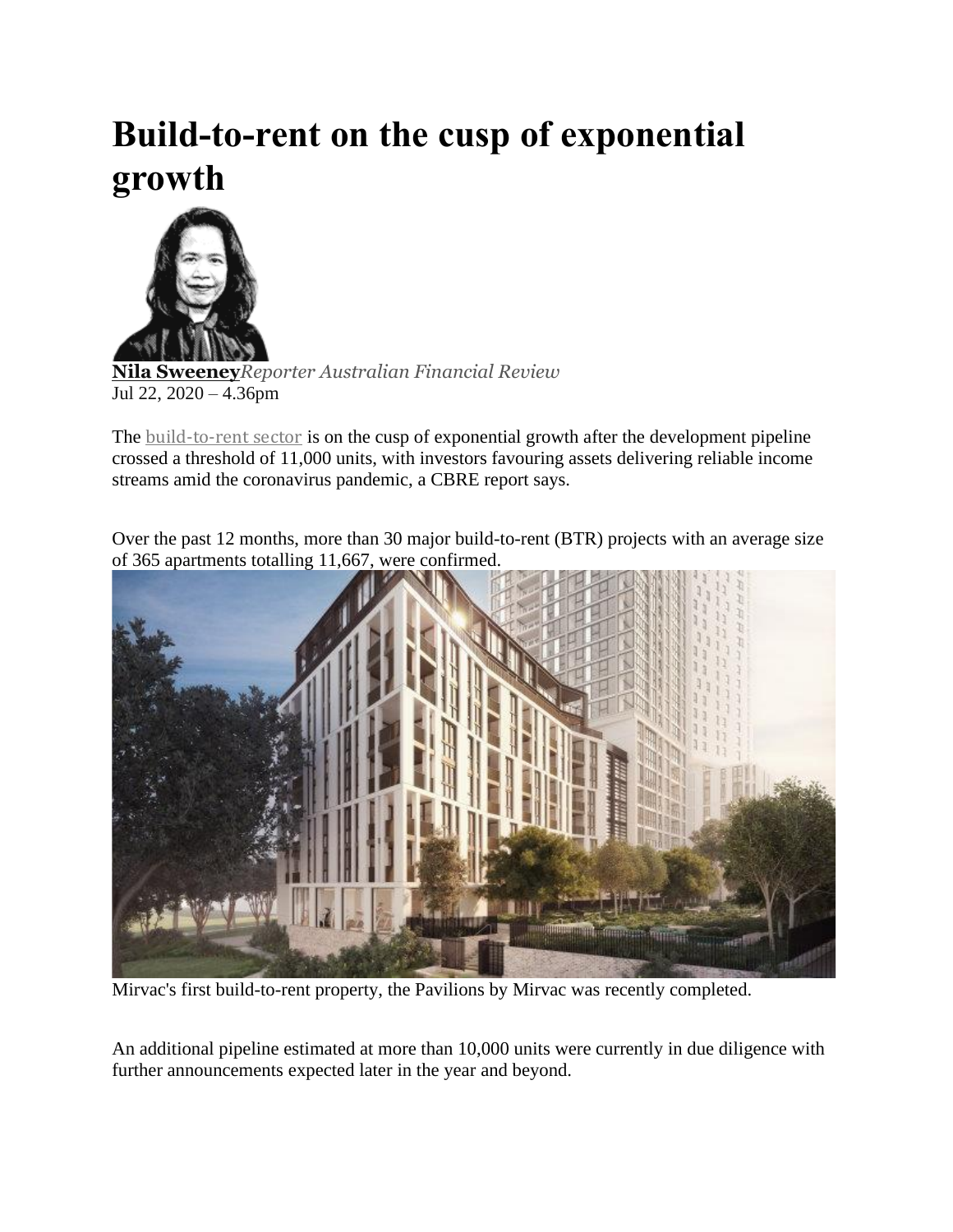# Build-to-rent on the cusp of exponential growth

**Nila Sweeney***Reporter Australian Financial Review*
Jul 22, 2020 – 4.36pm

The build-to-rent sector is on the cusp of exponential growth after the development pipeline crossed a threshold of 11,000 units, with investors favouring assets delivering reliable income streams amid the coronavirus pandemic, a CBRE report says.

Over the past 12 months, more than 30 major build-to-rent (BTR) projects with an average size of 365 apartments totalling 11,667, were confirmed.

Mirvac's first build-to-rent property, the Pavilions by Mirvac was recently completed.

An additional pipeline estimated at more than 10,000 units were currently in due diligence with further announcements expected later in the year and beyond.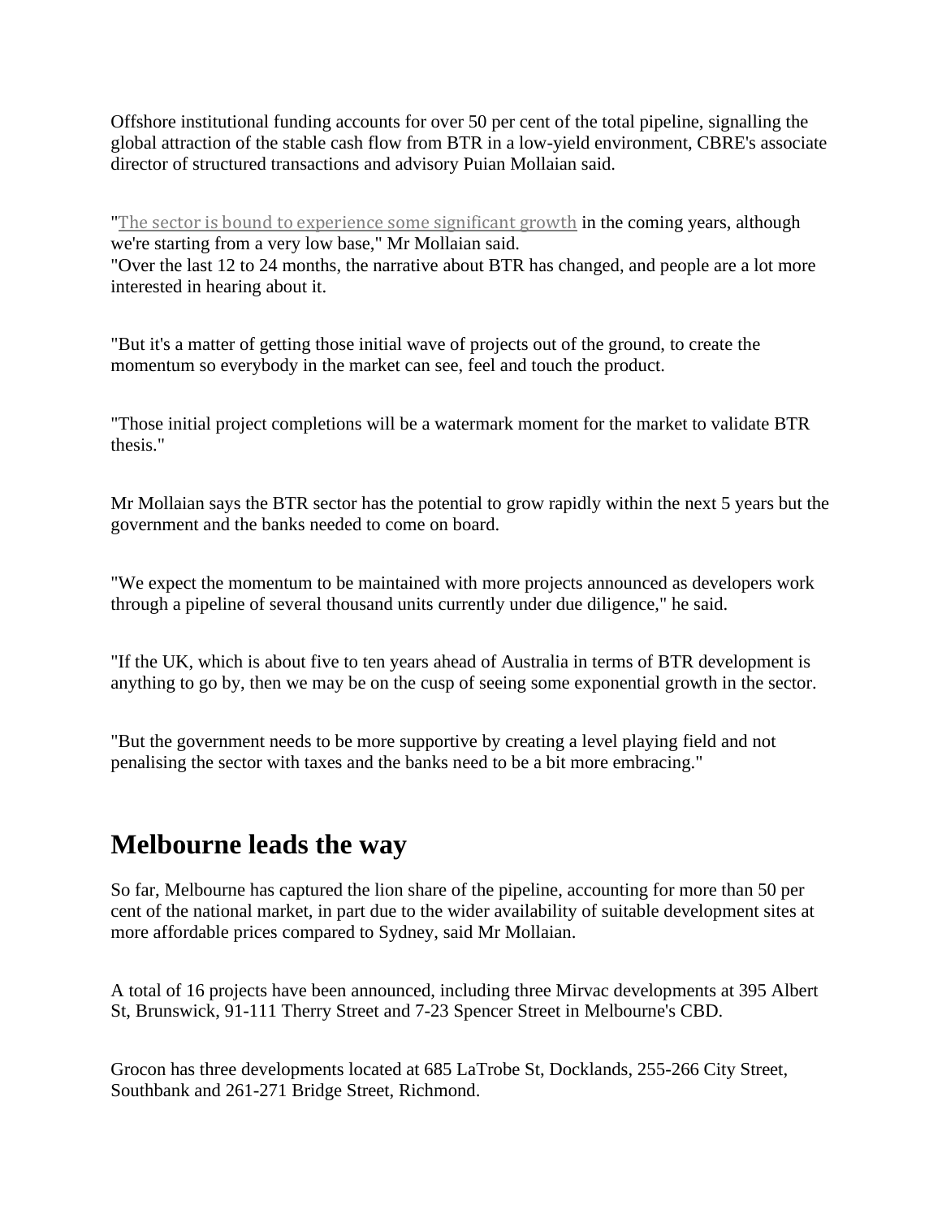Offshore institutional funding accounts for over 50 per cent of the total pipeline, signalling the global attraction of the stable cash flow from BTR in a low-yield environment, CBRE's associate director of structured transactions and advisory Puian Mollaian said.

"The sector is bound to experience some significant growth in the coming years, although we're starting from a very low base," Mr Mollaian said.
"Over the last 12 to 24 months, the narrative about BTR has changed, and people are a lot more interested in hearing about it.

"But it's a matter of getting those initial wave of projects out of the ground, to create the momentum so everybody in the market can see, feel and touch the product.

"Those initial project completions will be a watermark moment for the market to validate BTR thesis."

Mr Mollaian says the BTR sector has the potential to grow rapidly within the next 5 years but the government and the banks needed to come on board.

"We expect the momentum to be maintained with more projects announced as developers work through a pipeline of several thousand units currently under due diligence," he said.

"If the UK, which is about five to ten years ahead of Australia in terms of BTR development is anything to go by, then we may be on the cusp of seeing some exponential growth in the sector.

"But the government needs to be more supportive by creating a level playing field and not penalising the sector with taxes and the banks need to be a bit more embracing."

## Melbourne leads the way

So far, Melbourne has captured the lion share of the pipeline, accounting for more than 50 per cent of the national market, in part due to the wider availability of suitable development sites at more affordable prices compared to Sydney, said Mr Mollaian.

A total of 16 projects have been announced, including three Mirvac developments at 395 Albert St, Brunswick, 91-111 Therry Street and 7-23 Spencer Street in Melbourne's CBD.

Grocon has three developments located at 685 LaTrobe St, Docklands, 255-266 City Street, Southbank and 261-271 Bridge Street, Richmond.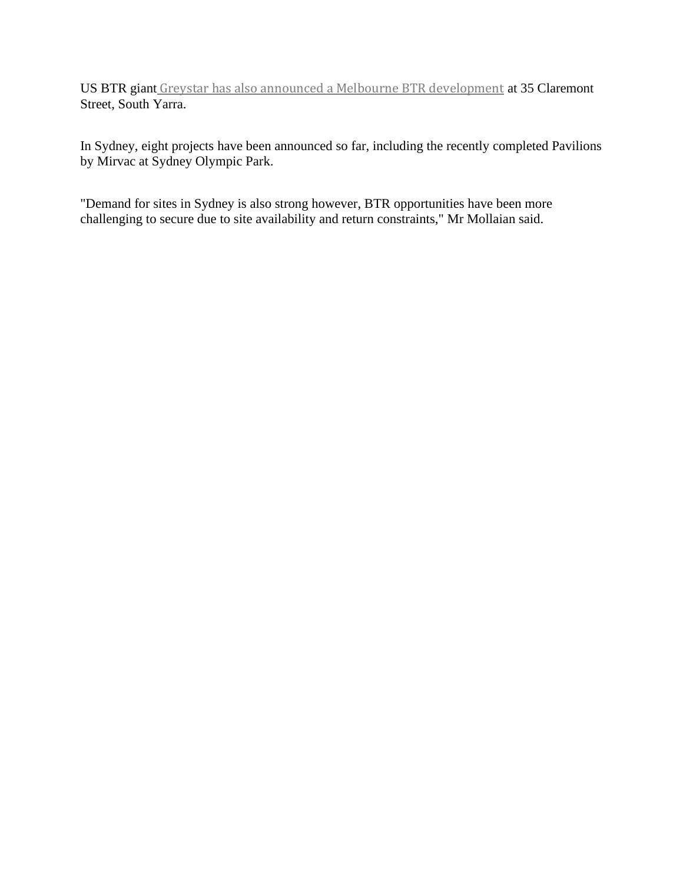US BTR giant Greystar has also announced a Melbourne BTR development at 35 Claremont Street, South Yarra.

In Sydney, eight projects have been announced so far, including the recently completed Pavilions by Mirvac at Sydney Olympic Park.

"Demand for sites in Sydney is also strong however, BTR opportunities have been more challenging to secure due to site availability and return constraints," Mr Mollaian said.